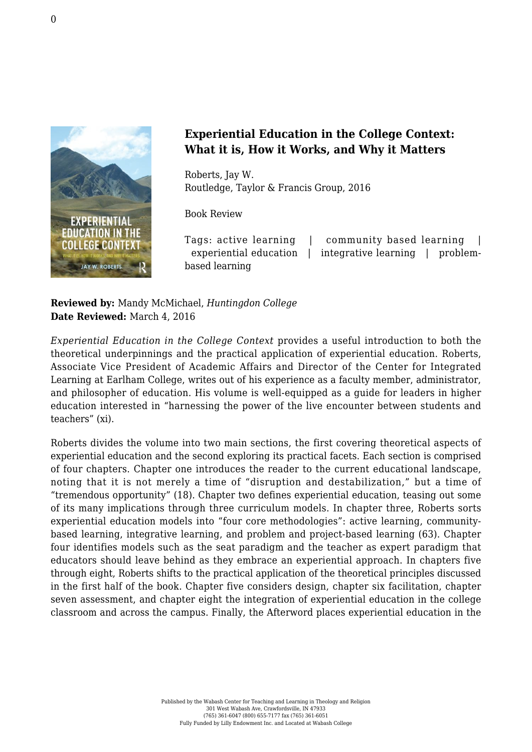## Experiential Education in the College Context: What it is, How it Works, and Why it Matters

Roberts, Jay W.
Routledge, Taylor & Francis Group, 2016

Book Review

Tags: active learning | community based learning | experiential education | integrative learning | problem-based learning

**Reviewed by:** Mandy McMichael, *Huntingdon College*
**Date Reviewed:** March 4, 2016

*Experiential Education in the College Context* provides a useful introduction to both the theoretical underpinnings and the practical application of experiential education. Roberts, Associate Vice President of Academic Affairs and Director of the Center for Integrated Learning at Earlham College, writes out of his experience as a faculty member, administrator, and philosopher of education. His volume is well-equipped as a guide for leaders in higher education interested in "harnessing the power of the live encounter between students and teachers" (xi).

Roberts divides the volume into two main sections, the first covering theoretical aspects of experiential education and the second exploring its practical facets. Each section is comprised of four chapters. Chapter one introduces the reader to the current educational landscape, noting that it is not merely a time of "disruption and destabilization," but a time of "tremendous opportunity" (18). Chapter two defines experiential education, teasing out some of its many implications through three curriculum models. In chapter three, Roberts sorts experiential education models into "four core methodologies": active learning, community-based learning, integrative learning, and problem and project-based learning (63). Chapter four identifies models such as the seat paradigm and the teacher as expert paradigm that educators should leave behind as they embrace an experiential approach. In chapters five through eight, Roberts shifts to the practical application of the theoretical principles discussed in the first half of the book. Chapter five considers design, chapter six facilitation, chapter seven assessment, and chapter eight the integration of experiential education in the college classroom and across the campus. Finally, the Afterword places experiential education in the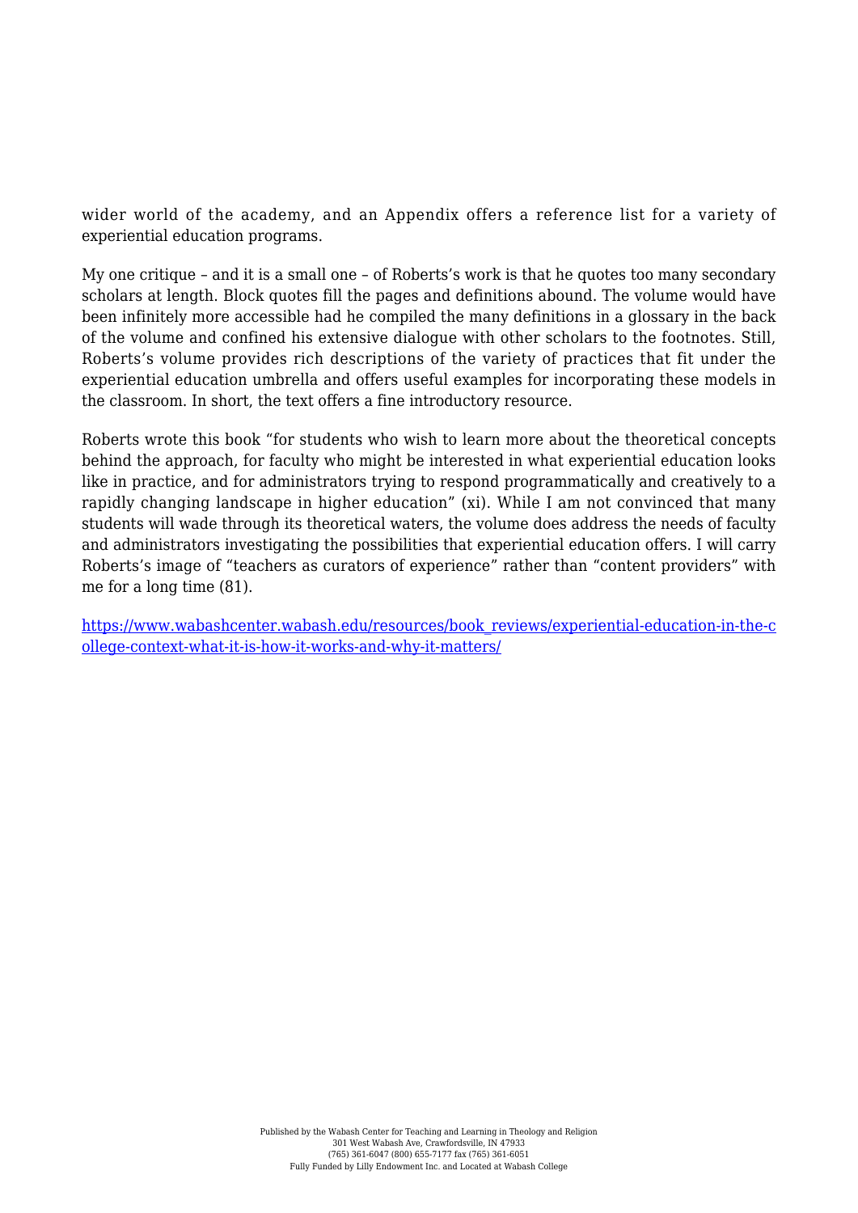wider world of the academy, and an Appendix offers a reference list for a variety of experiential education programs.

My one critique – and it is a small one – of Roberts's work is that he quotes too many secondary scholars at length. Block quotes fill the pages and definitions abound. The volume would have been infinitely more accessible had he compiled the many definitions in a glossary in the back of the volume and confined his extensive dialogue with other scholars to the footnotes. Still, Roberts's volume provides rich descriptions of the variety of practices that fit under the experiential education umbrella and offers useful examples for incorporating these models in the classroom. In short, the text offers a fine introductory resource.

Roberts wrote this book "for students who wish to learn more about the theoretical concepts behind the approach, for faculty who might be interested in what experiential education looks like in practice, and for administrators trying to respond programmatically and creatively to a rapidly changing landscape in higher education" (xi). While I am not convinced that many students will wade through its theoretical waters, the volume does address the needs of faculty and administrators investigating the possibilities that experiential education offers. I will carry Roberts's image of "teachers as curators of experience" rather than "content providers" with me for a long time (81).

https://www.wabashcenter.wabash.edu/resources/book_reviews/experiential-education-in-the-college-context-what-it-is-how-it-works-and-why-it-matters/

Published by the Wabash Center for Teaching and Learning in Theology and Religion
301 West Wabash Ave, Crawfordsville, IN 47933
(765) 361-6047 (800) 655-7177 fax (765) 361-6051
Fully Funded by Lilly Endowment Inc. and Located at Wabash College